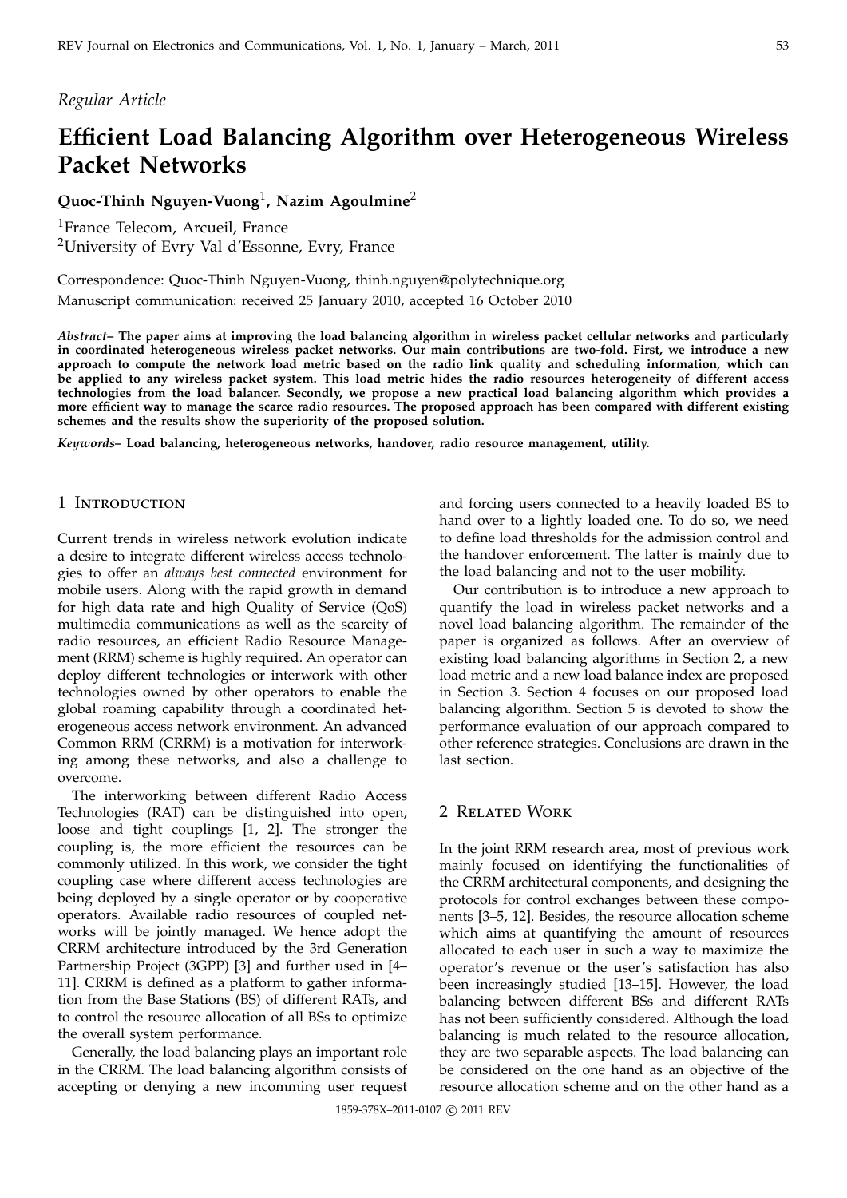*Regular Article*

# Efficient Load Balancing Algorithm over Heterogeneous Wireless Packet Networks

**Quoc-Thinh Nguyen-Vuong**[1], **Nazim Agoulmine**[2]

[1]France Telecom, Arcueil, France
[2]University of Evry Val d'Essonne, Evry, France

Correspondence: Quoc-Thinh Nguyen-Vuong, thinh.nguyen@polytechnique.org
Manuscript communication: received 25 January 2010, accepted 16 October 2010

***Abstract*– The paper aims at improving the load balancing algorithm in wireless packet cellular networks and particularly in coordinated heterogeneous wireless packet networks. Our main contributions are two-fold. First, we introduce a new approach to compute the network load metric based on the radio link quality and scheduling information, which can be applied to any wireless packet system. This load metric hides the radio resources heterogeneity of different access technologies from the load balancer. Secondly, we propose a new practical load balancing algorithm which provides a more efficient way to manage the scarce radio resources. The proposed approach has been compared with different existing schemes and the results show the superiority of the proposed solution.**

***Keywords*– Load balancing, heterogeneous networks, handover, radio resource management, utility.**

## 1 Introduction

Current trends in wireless network evolution indicate a desire to integrate different wireless access technologies to offer an *always best connected* environment for mobile users. Along with the rapid growth in demand for high data rate and high Quality of Service (QoS) multimedia communications as well as the scarcity of radio resources, an efficient Radio Resource Management (RRM) scheme is highly required. An operator can deploy different technologies or interwork with other technologies owned by other operators to enable the global roaming capability through a coordinated heterogeneous access network environment. An advanced Common RRM (CRRM) is a motivation for interworking among these networks, and also a challenge to overcome.

The interworking between different Radio Access Technologies (RAT) can be distinguished into open, loose and tight couplings [1, 2]. The stronger the coupling is, the more efficient the resources can be commonly utilized. In this work, we consider the tight coupling case where different access technologies are being deployed by a single operator or by cooperative operators. Available radio resources of coupled networks will be jointly managed. We hence adopt the CRRM architecture introduced by the 3rd Generation Partnership Project (3GPP) [3] and further used in [4–11]. CRRM is defined as a platform to gather information from the Base Stations (BS) of different RATs, and to control the resource allocation of all BSs to optimize the overall system performance.

Generally, the load balancing plays an important role in the CRRM. The load balancing algorithm consists of accepting or denying a new incomming user request and forcing users connected to a heavily loaded BS to hand over to a lightly loaded one. To do so, we need to define load thresholds for the admission control and the handover enforcement. The latter is mainly due to the load balancing and not to the user mobility.

Our contribution is to introduce a new approach to quantify the load in wireless packet networks and a novel load balancing algorithm. The remainder of the paper is organized as follows. After an overview of existing load balancing algorithms in Section 2, a new load metric and a new load balance index are proposed in Section 3. Section 4 focuses on our proposed load balancing algorithm. Section 5 is devoted to show the performance evaluation of our approach compared to other reference strategies. Conclusions are drawn in the last section.

## 2 Related Work

In the joint RRM research area, most of previous work mainly focused on identifying the functionalities of the CRRM architectural components, and designing the protocols for control exchanges between these components [3–5, 12]. Besides, the resource allocation scheme which aims at quantifying the amount of resources allocated to each user in such a way to maximize the operator's revenue or the user's satisfaction has also been increasingly studied [13–15]. However, the load balancing between different BSs and different RATs has not been sufficiently considered. Although the load balancing is much related to the resource allocation, they are two separable aspects. The load balancing can be considered on the one hand as an objective of the resource allocation scheme and on the other hand as a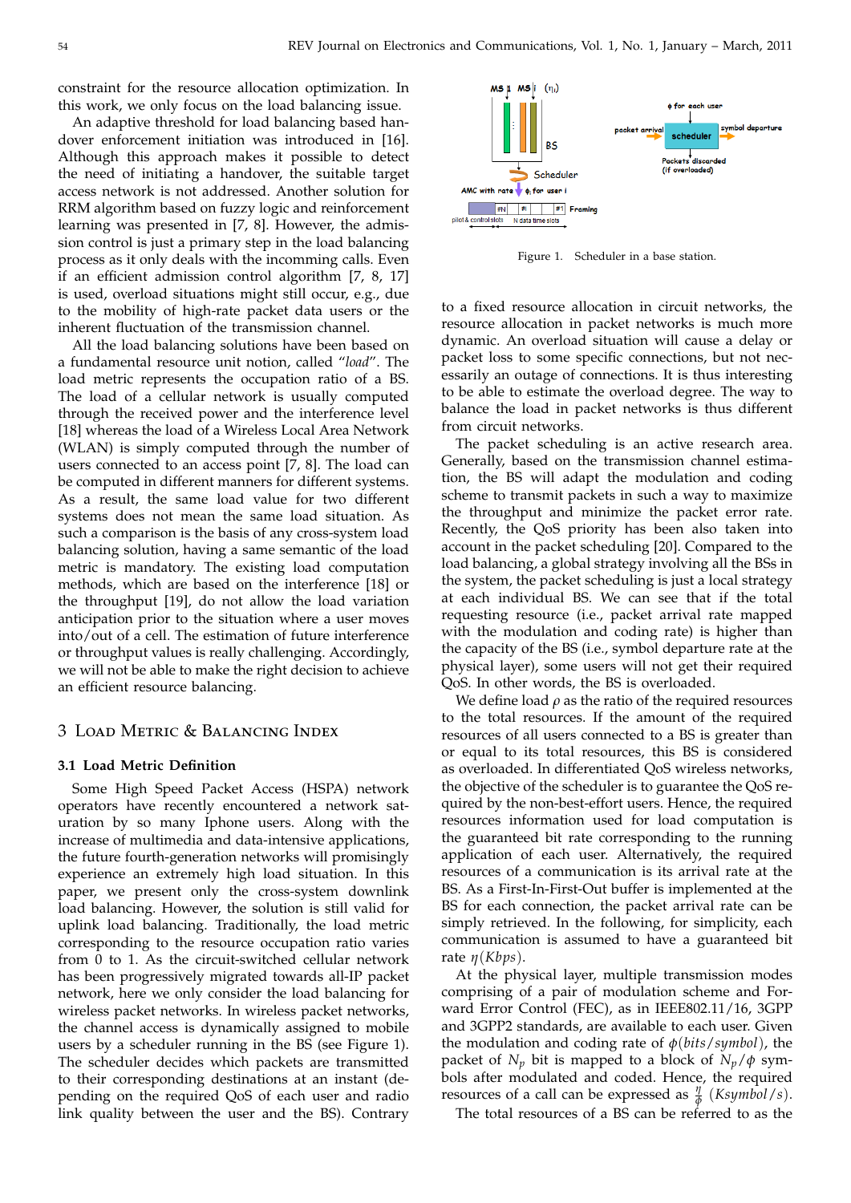constraint for the resource allocation optimization. In this work, we only focus on the load balancing issue.

An adaptive threshold for load balancing based handover enforcement initiation was introduced in [16]. Although this approach makes it possible to detect the need of initiating a handover, the suitable target access network is not addressed. Another solution for RRM algorithm based on fuzzy logic and reinforcement learning was presented in [7, 8]. However, the admission control is just a primary step in the load balancing process as it only deals with the incomming calls. Even if an efficient admission control algorithm [7, 8, 17] is used, overload situations might still occur, e.g., due to the mobility of high-rate packet data users or the inherent fluctuation of the transmission channel.

All the load balancing solutions have been based on a fundamental resource unit notion, called "*load*". The load metric represents the occupation ratio of a BS. The load of a cellular network is usually computed through the received power and the interference level [18] whereas the load of a Wireless Local Area Network (WLAN) is simply computed through the number of users connected to an access point [7, 8]. The load can be computed in different manners for different systems. As a result, the same load value for two different systems does not mean the same load situation. As such a comparison is the basis of any cross-system load balancing solution, having a same semantic of the load metric is mandatory. The existing load computation methods, which are based on the interference [18] or the throughput [19], do not allow the load variation anticipation prior to the situation where a user moves into/out of a cell. The estimation of future interference or throughput values is really challenging. Accordingly, we will not be able to make the right decision to achieve an efficient resource balancing.

## 3 Load Metric & Balancing Index

### 3.1 Load Metric Definition

Some High Speed Packet Access (HSPA) network operators have recently encountered a network saturation by so many Iphone users. Along with the increase of multimedia and data-intensive applications, the future fourth-generation networks will promisingly experience an extremely high load situation. In this paper, we present only the cross-system downlink load balancing. However, the solution is still valid for uplink load balancing. Traditionally, the load metric corresponding to the resource occupation ratio varies from 0 to 1. As the circuit-switched cellular network has been progressively migrated towards all-IP packet network, here we only consider the load balancing for wireless packet networks. In wireless packet networks, the channel access is dynamically assigned to mobile users by a scheduler running in the BS (see Figure 1). The scheduler decides which packets are transmitted to their corresponding destinations at an instant (depending on the required QoS of each user and radio link quality between the user and the BS). Contrary to a fixed resource allocation in circuit networks, the resource allocation in packet networks is much more dynamic. An overload situation will cause a delay or packet loss to some specific connections, but not necessarily an outage of connections. It is thus interesting to be able to estimate the overload degree. The way to balance the load in packet networks is thus different from circuit networks.

Figure 1. Scheduler in a base station.

The packet scheduling is an active research area. Generally, based on the transmission channel estimation, the BS will adapt the modulation and coding scheme to transmit packets in such a way to maximize the throughput and minimize the packet error rate. Recently, the QoS priority has been also taken into account in the packet scheduling [20]. Compared to the load balancing, a global strategy involving all the BSs in the system, the packet scheduling is just a local strategy at each individual BS. We can see that if the total requesting resource (i.e., packet arrival rate mapped with the modulation and coding rate) is higher than the capacity of the BS (i.e., symbol departure rate at the physical layer), some users will not get their required QoS. In other words, the BS is overloaded.

We define load $\rho$ as the ratio of the required resources to the total resources. If the amount of the required resources of all users connected to a BS is greater than or equal to its total resources, this BS is considered as overloaded. In differentiated QoS wireless networks, the objective of the scheduler is to guarantee the QoS required by the non-best-effort users. Hence, the required resources information used for load computation is the guaranteed bit rate corresponding to the running application of each user. Alternatively, the required resources of a communication is its arrival rate at the BS. As a First-In-First-Out buffer is implemented at the BS for each connection, the packet arrival rate can be simply retrieved. In the following, for simplicity, each communication is assumed to have a guaranteed bit rate $\eta(Kbps)$.

At the physical layer, multiple transmission modes comprising of a pair of modulation scheme and Forward Error Control (FEC), as in IEEE802.11/16, 3GPP and 3GPP2 standards, are available to each user. Given the modulation and coding rate of $\phi(bits/symbol)$, the packet of $N_p$ bit is mapped to a block of $N_p/\phi$ symbols after modulated and coded. Hence, the required resources of a call can be expressed as $\frac{\eta}{\phi}$ $(Ksymbol/s)$.

The total resources of a BS can be referred to as the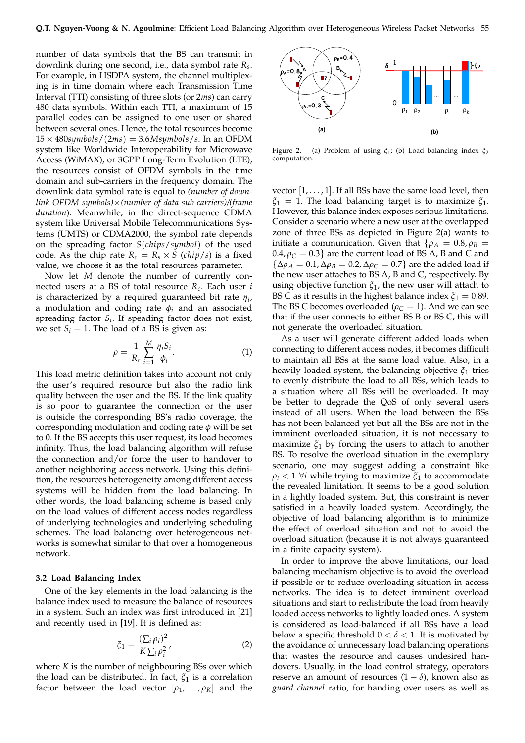number of data symbols that the BS can transmit in downlink during one second, i.e., data symbol rate $R_s$. For example, in HSDPA system, the channel multiplexing is in time domain where each Transmission Time Interval (TTI) consisting of three slots (or $2ms$) can carry 480 data symbols. Within each TTI, a maximum of 15 parallel codes can be assigned to one user or shared between several ones. Hence, the total resources become $15 \times 480 symbols/(2ms) = 3.6 Msymbols/s$. In an OFDM system like Worldwide Interoperability for Microwave Access (WiMAX), or 3GPP Long-Term Evolution (LTE), the resources consist of OFDM symbols in the time domain and sub-carriers in the frequency domain. The downlink data symbol rate is equal to *(number of downlink OFDM symbols)×(number of data sub-carriers)/(frame duration)*. Meanwhile, in the direct-sequence CDMA system like Universal Mobile Telecommunications Systems (UMTS) or CDMA2000, the symbol rate depends on the spreading factor $S(chips/symbol)$ of the used code. As the chip rate $R_c = R_s \times S$ $(chip/s)$ is a fixed value, we choose it as the total resources parameter.

Now let $M$ denote the number of currently connected users at a BS of total resource $R_c$. Each user $i$ is characterized by a required guaranteed bit rate $\eta_i$, a modulation and coding rate $\phi_i$ and an associated spreading factor $S_i$. If speading factor does not exist, we set $S_i = 1$. The load of a BS is given as:

$$\rho = \frac{1}{R_c} \sum_{i=1}^{M} \frac{\eta_i S_i}{\phi_i}. \quad (1)$$

This load metric definition takes into account not only the user's required resource but also the radio link quality between the user and the BS. If the link quality is so poor to guarantee the connection or the user is outside the corresponding BS's radio coverage, the corresponding modulation and coding rate $\phi$ will be set to 0. If the BS accepts this user request, its load becomes infinity. Thus, the load balancing algorithm will refuse the connection and/or force the user to handover to another neighboring access network. Using this definition, the resources heterogeneity among different access systems will be hidden from the load balancing. In other words, the load balancing scheme is based only on the load values of different access nodes regardless of underlying technologies and underlying scheduling schemes. The load balancing over heterogeneous networks is somewhat similar to that over a homogeneous network.

### 3.2 Load Balancing Index

One of the key elements in the load balancing is the balance index used to measure the balance of resources in a system. Such an index was first introduced in [21] and recently used in [19]. It is defined as:

$$\xi_1 = \frac{(\sum_i \rho_i)^2}{K \sum_i \rho_i^2}, \quad (2)$$

where $K$ is the number of neighbouring BSs over which the load can be distributed. In fact, $\xi_1$ is a correlation factor between the load vector $[\rho_1, \ldots, \rho_K]$ and the vector $[1, \ldots, 1]$. If all BSs have the same load level, then $\xi_1 = 1$. The load balancing target is to maximize $\xi_1$. However, this balance index exposes serious limitations. Consider a scenario where a new user at the overlapped zone of three BSs as depicted in Figure 2(a) wants to initiate a communication. Given that $\{\rho_A = 0.8, \rho_B = 0.4, \rho_C = 0.3\}$ are the current load of BS A, B and C and $\{\Delta\rho_A = 0.1, \Delta\rho_B = 0.2, \Delta\rho_C = 0.7\}$ are the added load if the new user attaches to BS A, B and C, respectively. By using objective function $\xi_1$, the new user will attach to BS C as it results in the highest balance index $\xi_1 = 0.89$. The BS C becomes overloaded ($\rho_C = 1$). And we can see that if the user connects to either BS B or BS C, this will not generate the overloaded situation.

Figure 2. (a) Problem of using $\xi_1$; (b) Load balancing index $\xi_2$ computation.

As a user will generate different added loads when connecting to different access nodes, it becomes difficult to maintain all BSs at the same load value. Also, in a heavily loaded system, the balancing objective $\xi_1$ tries to evenly distribute the load to all BSs, which leads to a situation where all BSs will be overloaded. It may be better to degrade the QoS of only several users instead of all users. When the load between the BSs has not been balanced yet but all the BSs are not in the imminent overloaded situation, it is not necessary to maximize $\xi_1$ by forcing the users to attach to another BS. To resolve the overload situation in the exemplary scenario, one may suggest adding a constraint like $\rho_i < 1$ $\forall i$ while trying to maximize $\xi_1$ to accommodate the revealed limitation. It seems to be a good solution in a lightly loaded system. But, this constraint is never satisfied in a heavily loaded system. Accordingly, the objective of load balancing algorithm is to minimize the effect of overload situation and not to avoid the overload situation (because it is not always guaranteed in a finite capacity system).

In order to improve the above limitations, our load balancing mechanism objective is to avoid the overload if possible or to reduce overloading situation in access networks. The idea is to detect imminent overload situations and start to redistribute the load from heavily loaded access networks to lightly loaded ones. A system is considered as load-balanced if all BSs have a load below a specific threshold $0 < \delta < 1$. It is motivated by the avoidance of unnecessary load balancing operations that wastes the resource and causes undesired handovers. Usually, in the load control strategy, operators reserve an amount of resources $(1 - \delta)$, known also as *guard channel* ratio, for handing over users as well as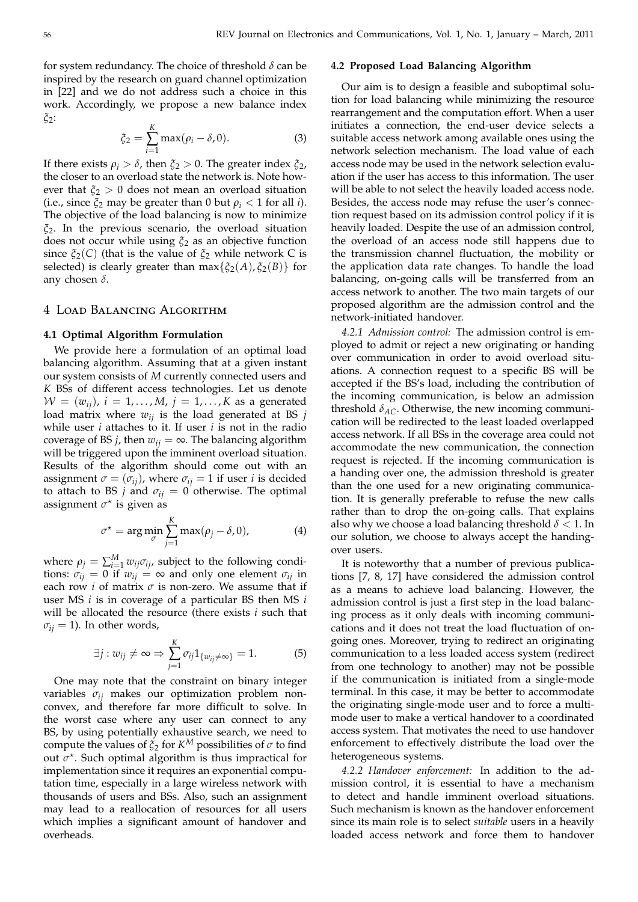for system redundancy. The choice of threshold $\delta$ can be inspired by the research on guard channel optimization in [22] and we do not address such a choice in this work. Accordingly, we propose a new balance index $\xi_2$:

$$\xi_2 = \sum_{i=1}^{K} \max(\rho_i - \delta, 0). \tag{3}$$

If there exists $\rho_i > \delta$, then $\xi_2 > 0$. The greater index $\xi_2$, the closer to an overload state the network is. Note however that $\xi_2 > 0$ does not mean an overload situation (i.e., since $\xi_2$ may be greater than 0 but $\rho_i < 1$ for all $i$). The objective of the load balancing is now to minimize $\xi_2$. In the previous scenario, the overload situation does not occur while using $\xi_2$ as an objective function since $\xi_2(C)$ (that is the value of $\xi_2$ while network C is selected) is clearly greater than $\max\{\xi_2(A), \xi_2(B)\}$ for any chosen $\delta$.

# 4 Load Balancing Algorithm

## 4.1 Optimal Algorithm Formulation

We provide here a formulation of an optimal load balancing algorithm. Assuming that at a given instant our system consists of $M$ currently connected users and $K$ BSs of different access technologies. Let us denote $\mathcal{W} = (w_{ij})$, $i = 1, \ldots, M$, $j = 1, \ldots, K$ as a generated load matrix where $w_{ij}$ is the load generated at BS $j$ while user $i$ attaches to it. If user $i$ is not in the radio coverage of BS $j$, then $w_{ij} = \infty$. The balancing algorithm will be triggered upon the imminent overload situation. Results of the algorithm should come out with an assignment $\sigma = (\sigma_{ij})$, where $\sigma_{ij} = 1$ if user $i$ is decided to attach to BS $j$ and $\sigma_{ij} = 0$ otherwise. The optimal assignment $\sigma^\star$ is given as

$$\sigma^\star = \arg\min_{\sigma} \sum_{j=1}^{K} \max(\rho_j - \delta, 0), \tag{4}$$

where $\rho_j = \sum_{i=1}^{M} w_{ij}\sigma_{ij}$, subject to the following conditions: $\sigma_{ij} = 0$ if $w_{ij} = \infty$ and only one element $\sigma_{ij}$ in each row $i$ of matrix $\sigma$ is non-zero. We assume that if user MS $i$ is in coverage of a particular BS then MS $i$ will be allocated the resource (there exists $i$ such that $\sigma_{ij} = 1$). In other words,

$$\exists j : w_{ij} \neq \infty \Rightarrow \sum_{j=1}^{K} \sigma_{ij} 1_{\{w_{ij} \neq \infty\}} = 1. \tag{5}$$

One may note that the constraint on binary integer variables $\sigma_{ij}$ makes our optimization problem nonconvex, and therefore far more difficult to solve. In the worst case where any user can connect to any BS, by using potentially exhaustive search, we need to compute the values of $\xi_2$ for $K^M$ possibilities of $\sigma$ to find out $\sigma^\star$. Such optimal algorithm is thus impractical for implementation since it requires an exponential computation time, especially in a large wireless network with thousands of users and BSs. Also, such an assignment may lead to a reallocation of resources for all users which implies a significant amount of handover and overheads.

## 4.2 Proposed Load Balancing Algorithm

Our aim is to design a feasible and suboptimal solution for load balancing while minimizing the resource rearrangement and the computation effort. When a user initiates a connection, the end-user device selects a suitable access network among available ones using the network selection mechanism. The load value of each access node may be used in the network selection evaluation if the user has access to this information. The user will be able to not select the heavily loaded access node. Besides, the access node may refuse the user's connection request based on its admission control policy if it is heavily loaded. Despite the use of an admission control, the overload of an access node still happens due to the transmission channel fluctuation, the mobility or the application data rate changes. To handle the load balancing, on-going calls will be transferred from an access network to another. The two main targets of our proposed algorithm are the admission control and the network-initiated handover.

*4.2.1 Admission control:* The admission control is employed to admit or reject a new originating or handing over communication in order to avoid overload situations. A connection request to a specific BS will be accepted if the BS's load, including the contribution of the incoming communication, is below an admission threshold $\delta_{AC}$. Otherwise, the new incoming communication will be redirected to the least loaded overlapped access network. If all BSs in the coverage area could not accommodate the new communication, the connection request is rejected. If the incoming communication is a handing over one, the admission threshold is greater than the one used for a new originating communication. It is generally preferable to refuse the new calls rather than to drop the on-going calls. That explains also why we choose a load balancing threshold $\delta < 1$. In our solution, we choose to always accept the handing-over users.

It is noteworthy that a number of previous publications [7, 8, 17] have considered the admission control as a means to achieve load balancing. However, the admission control is just a first step in the load balancing process as it only deals with incoming communications and it does not treat the load fluctuation of on-going ones. Moreover, trying to redirect an originating communication to a less loaded access system (redirect from one technology to another) may not be possible if the communication is initiated from a single-mode terminal. In this case, it may be better to accommodate the originating single-mode user and to force a multi-mode user to make a vertical handover to a coordinated access system. That motivates the need to use handover enforcement to effectively distribute the load over the heterogeneous systems.

*4.2.2 Handover enforcement:* In addition to the admission control, it is essential to have a mechanism to detect and handle imminent overload situations. Such mechanism is known as the handover enforcement since its main role is to select *suitable* users in a heavily loaded access network and force them to handover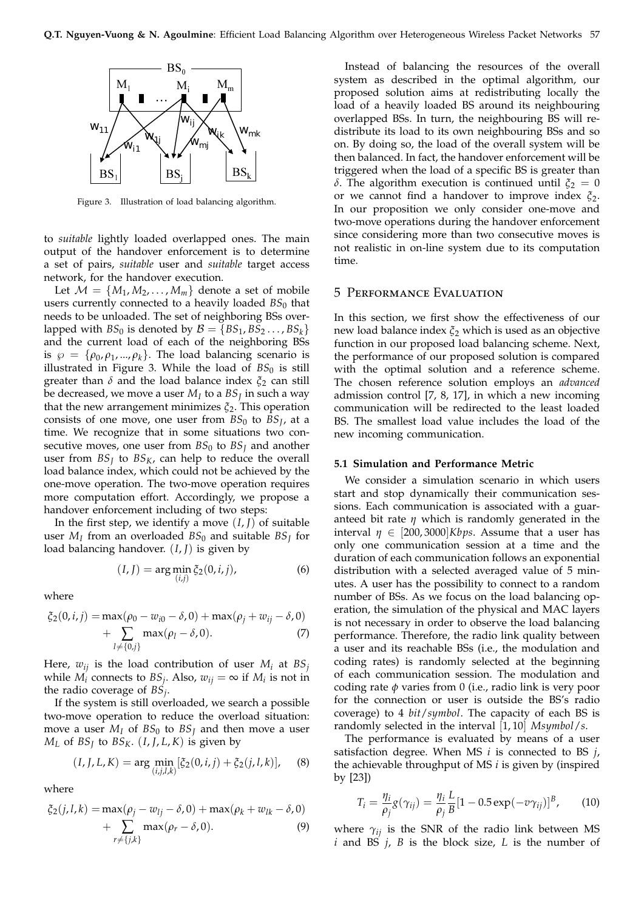Figure 3. Illustration of load balancing algorithm.

to *suitable* lightly loaded overlapped ones. The main output of the handover enforcement is to determine a set of pairs, *suitable* user and *suitable* target access network, for the handover execution.

Let $\mathcal{M} = \{M_1, M_2, \ldots, M_m\}$ denote a set of mobile users currently connected to a heavily loaded $BS_0$ that needs to be unloaded. The set of neighboring BSs overlapped with $BS_0$ is denoted by $\mathcal{B} = \{BS_1, BS_2 \ldots, BS_k\}$ and the current load of each of the neighboring BSs is $\wp = \{\rho_0, \rho_1, ..., \rho_k\}$. The load balancing scenario is illustrated in Figure 3. While the load of $BS_0$ is still greater than $\delta$ and the load balance index $\xi_2$ can still be decreased, we move a user $M_I$ to a $BS_J$ in such a way that the new arrangement minimizes $\xi_2$. This operation consists of one move, one user from $BS_0$ to $BS_J$, at a time. We recognize that in some situations two consecutive moves, one user from $BS_0$ to $BS_J$ and another user from $BS_J$ to $BS_K$, can help to reduce the overall load balance index, which could not be achieved by the one-move operation. The two-move operation requires more computation effort. Accordingly, we propose a handover enforcement including of two steps:

In the first step, we identify a move $(I, J)$ of suitable user $M_I$ from an overloaded $BS_0$ and suitable $BS_J$ for load balancing handover. $(I, J)$ is given by

$$(I, J) = \arg\min_{(i,j)} \xi_2(0, i, j), \tag{6}$$

where

$$\xi_2(0, i, j) = \max(\rho_0 - w_{i0} - \delta, 0) + \max(\rho_j + w_{ij} - \delta, 0) + \sum_{l \neq \{0,j\}} \max(\rho_l - \delta, 0). \tag{7}$$

Here, $w_{ij}$ is the load contribution of user $M_i$ at $BS_j$ while $M_i$ connects to $BS_j$. Also, $w_{ij} = \infty$ if $M_i$ is not in the radio coverage of $BS_j$.

If the system is still overloaded, we search a possible two-move operation to reduce the overload situation: move a user $M_I$ of $BS_0$ to $BS_J$ and then move a user $M_L$ of $BS_J$ to $BS_K$. $(I, J, L, K)$ is given by

$$(I, J, L, K) = \arg\min_{(i,j,l,k)} [\xi_2(0, i, j) + \xi_2(j, l, k)], \tag{8}$$

where

$$\xi_2(j, l, k) = \max(\rho_j - w_{lj} - \delta, 0) + \max(\rho_k + w_{lk} - \delta, 0) + \sum_{r \neq \{j,k\}} \max(\rho_r - \delta, 0). \tag{9}$$

Instead of balancing the resources of the overall system as described in the optimal algorithm, our proposed solution aims at redistributing locally the load of a heavily loaded BS around its neighbouring overlapped BSs. In turn, the neighbouring BS will redistribute its load to its own neighbouring BSs and so on. By doing so, the load of the overall system will be then balanced. In fact, the handover enforcement will be triggered when the load of a specific BS is greater than $\delta$. The algorithm execution is continued until $\xi_2 = 0$ or we cannot find a handover to improve index $\xi_2$. In our proposition we only consider one-move and two-move operations during the handover enforcement since considering more than two consecutive moves is not realistic in on-line system due to its computation time.

## 5 Performance Evaluation

In this section, we first show the effectiveness of our new load balance index $\xi_2$ which is used as an objective function in our proposed load balancing scheme. Next, the performance of our proposed solution is compared with the optimal solution and a reference scheme. The chosen reference solution employs an *advanced* admission control [7, 8, 17], in which a new incoming communication will be redirected to the least loaded BS. The smallest load value includes the load of the new incoming communication.

### 5.1 Simulation and Performance Metric

We consider a simulation scenario in which users start and stop dynamically their communication sessions. Each communication is associated with a guaranteed bit rate $\eta$ which is randomly generated in the interval $\eta \in [200, 3000] Kbps$. Assume that a user has only one communication session at a time and the duration of each communication follows an exponential distribution with a selected averaged value of 5 minutes. A user has the possibility to connect to a random number of BSs. As we focus on the load balancing operation, the simulation of the physical and MAC layers is not necessary in order to observe the load balancing performance. Therefore, the radio link quality between a user and its reachable BSs (i.e., the modulation and coding rates) is randomly selected at the beginning of each communication session. The modulation and coding rate $\phi$ varies from 0 (i.e., radio link is very poor for the connection or user is outside the BS's radio coverage) to 4 *bit/symbol*. The capacity of each BS is randomly selected in the interval $[1, 10]$ *Msymbol/s*.

The performance is evaluated by means of a user satisfaction degree. When MS $i$ is connected to BS $j$, the achievable throughput of MS $i$ is given by (inspired by [23])

$$T_i = \frac{\eta_i}{\rho_j} g(\gamma_{ij}) = \frac{\eta_i}{\rho_j} \frac{L}{B} [1 - 0.5 \exp(-v\gamma_{ij})]^B, \tag{10}$$

where $\gamma_{ij}$ is the SNR of the radio link between MS $i$ and BS $j$, $B$ is the block size, $L$ is the number of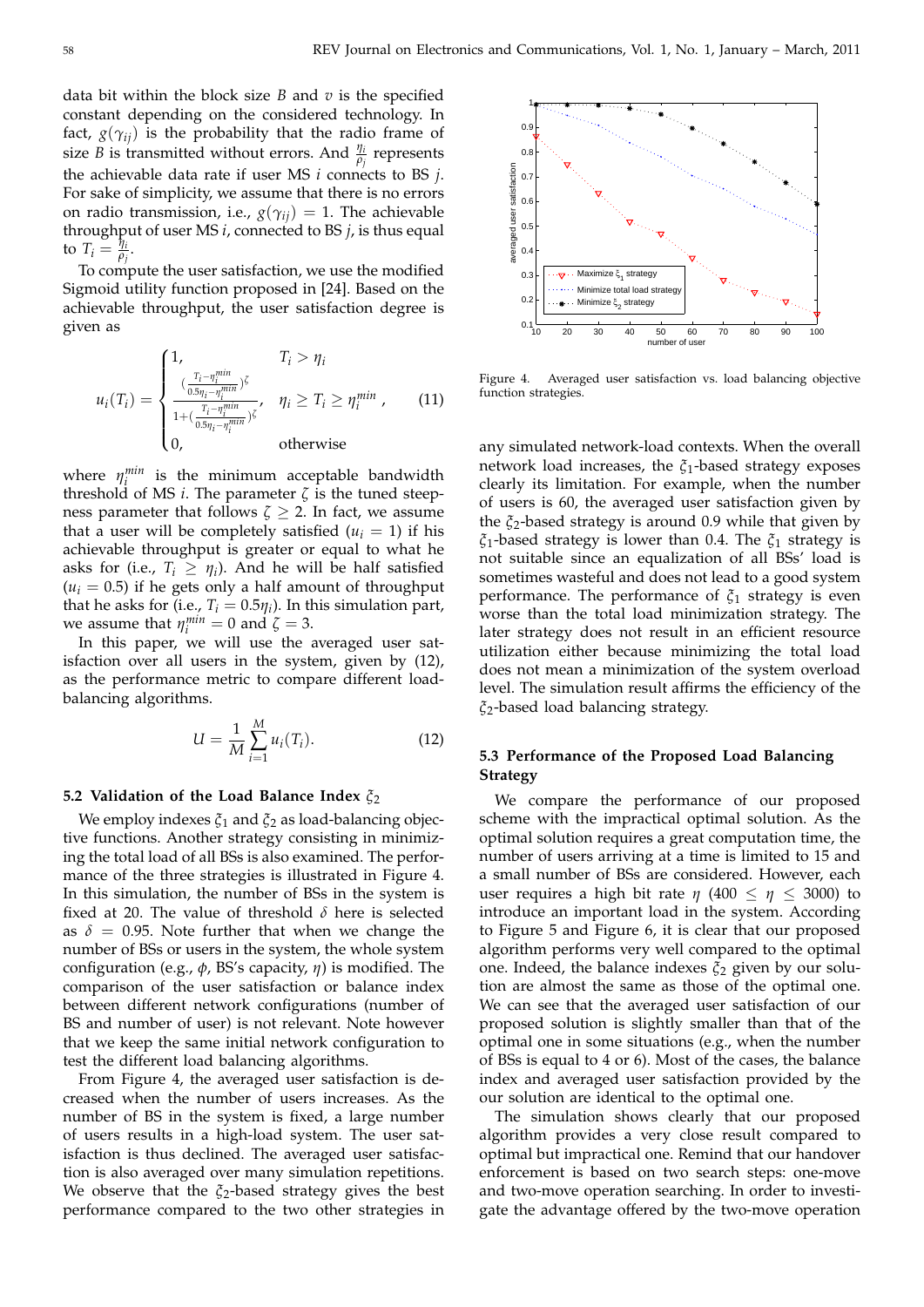data bit within the block size $B$ and $v$ is the specified constant depending on the considered technology. In fact, $g(\gamma_{ij})$ is the probability that the radio frame of size $B$ is transmitted without errors. And $\frac{\eta_i}{\rho_j}$ represents the achievable data rate if user MS $i$ connects to BS $j$. For sake of simplicity, we assume that there is no errors on radio transmission, i.e., $g(\gamma_{ij}) = 1$. The achievable throughput of user MS $i$, connected to BS $j$, is thus equal to $T_i = \frac{\eta_i}{\rho_j}$.

To compute the user satisfaction, we use the modified Sigmoid utility function proposed in [24]. Based on the achievable throughput, the user satisfaction degree is given as

$$u_i(T_i) = \begin{cases} 1, & T_i > \eta_i \\ \dfrac{\left(\frac{T_i - \eta_i^{min}}{0.5\eta_i - \eta_i^{min}}\right)^{\zeta}}{1 + \left(\frac{T_i - \eta_i^{min}}{0.5\eta_i - \eta_i^{min}}\right)^{\zeta}}, & \eta_i \geq T_i \geq \eta_i^{min} \\ 0, & \text{otherwise} \end{cases}, \quad (11)$$

where $\eta_i^{min}$ is the minimum acceptable bandwidth threshold of MS $i$. The parameter $\zeta$ is the tuned steepness parameter that follows $\zeta \geq 2$. In fact, we assume that a user will be completely satisfied ($u_i = 1$) if his achievable throughput is greater or equal to what he asks for (i.e., $T_i \geq \eta_i$). And he will be half satisfied ($u_i = 0.5$) if he gets only a half amount of throughput that he asks for (i.e., $T_i = 0.5\eta_i$). In this simulation part, we assume that $\eta_i^{min} = 0$ and $\zeta = 3$.

In this paper, we will use the averaged user satisfaction over all users in the system, given by (12), as the performance metric to compare different load-balancing algorithms.

$$U = \frac{1}{M} \sum_{i=1}^{M} u_i(T_i). \quad (12)$$

### 5.2 Validation of the Load Balance Index $\xi_2$

We employ indexes $\xi_1$ and $\xi_2$ as load-balancing objective functions. Another strategy consisting in minimizing the total load of all BSs is also examined. The performance of the three strategies is illustrated in Figure 4. In this simulation, the number of BSs in the system is fixed at 20. The value of threshold $\delta$ here is selected as $\delta = 0.95$. Note further that when we change the number of BSs or users in the system, the whole system configuration (e.g., $\phi$, BS's capacity, $\eta$) is modified. The comparison of the user satisfaction or balance index between different network configurations (number of BS and number of user) is not relevant. Note however that we keep the same initial network configuration to test the different load balancing algorithms.

From Figure 4, the averaged user satisfaction is decreased when the number of users increases. As the number of BS in the system is fixed, a large number of users results in a high-load system. The user satisfaction is thus declined. The averaged user satisfaction is also averaged over many simulation repetitions. We observe that the $\xi_2$-based strategy gives the best performance compared to the two other strategies in any simulated network-load contexts. When the overall network load increases, the $\xi_1$-based strategy exposes clearly its limitation. For example, when the number of users is 60, the averaged user satisfaction given by the $\xi_2$-based strategy is around 0.9 while that given by $\xi_1$-based strategy is lower than 0.4. The $\xi_1$ strategy is not suitable since an equalization of all BSs' load is sometimes wasteful and does not lead to a good system performance. The performance of $\xi_1$ strategy is even worse than the total load minimization strategy. The later strategy does not result in an efficient resource utilization either because minimizing the total load does not mean a minimization of the system overload level. The simulation result affirms the efficiency of the $\xi_2$-based load balancing strategy.

Figure 4. Averaged user satisfaction vs. load balancing objective function strategies.

### 5.3 Performance of the Proposed Load Balancing Strategy

We compare the performance of our proposed scheme with the impractical optimal solution. As the optimal solution requires a great computation time, the number of users arriving at a time is limited to 15 and a small number of BSs are considered. However, each user requires a high bit rate $\eta$ ($400 \leq \eta \leq 3000$) to introduce an important load in the system. According to Figure 5 and Figure 6, it is clear that our proposed algorithm performs very well compared to the optimal one. Indeed, the balance indexes $\xi_2$ given by our solution are almost the same as those of the optimal one. We can see that the averaged user satisfaction of our proposed solution is slightly smaller than that of the optimal one in some situations (e.g., when the number of BSs is equal to 4 or 6). Most of the cases, the balance index and averaged user satisfaction provided by the our solution are identical to the optimal one.

The simulation shows clearly that our proposed algorithm provides a very close result compared to optimal but impractical one. Remind that our handover enforcement is based on two search steps: one-move and two-move operation searching. In order to investigate the advantage offered by the two-move operation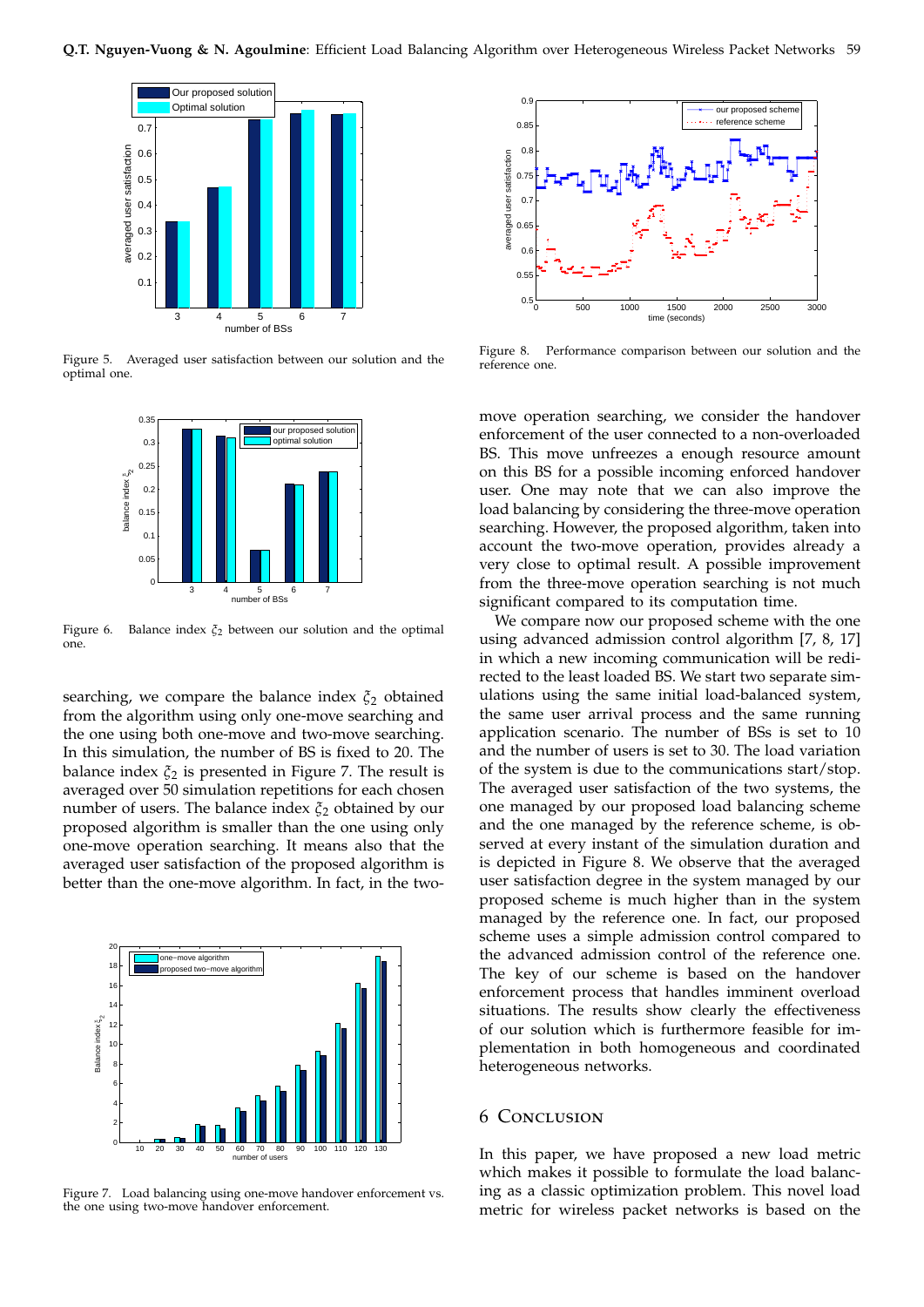Figure 5. Averaged user satisfaction between our solution and the optimal one.

Figure 6. Balance index $\xi_2$ between our solution and the optimal one.

searching, we compare the balance index $\xi_2$ obtained from the algorithm using only one-move searching and the one using both one-move and two-move searching. In this simulation, the number of BS is fixed to 20. The balance index $\xi_2$ is presented in Figure 7. The result is averaged over 50 simulation repetitions for each chosen number of users. The balance index $\xi_2$ obtained by our proposed algorithm is smaller than the one using only one-move operation searching. It means also that the averaged user satisfaction of the proposed algorithm is better than the one-move algorithm. In fact, in the two-move operation searching, we consider the handover enforcement of the user connected to a non-overloaded BS. This move unfreezes a enough resource amount on this BS for a possible incoming enforced handover user. One may note that we can also improve the load balancing by considering the three-move operation searching. However, the proposed algorithm, taken into account the two-move operation, provides already a very close to optimal result. A possible improvement from the three-move operation searching is not much significant compared to its computation time.

Figure 7. Load balancing using one-move handover enforcement vs. the one using two-move handover enforcement.

Figure 8. Performance comparison between our solution and the reference one.

We compare now our proposed scheme with the one using advanced admission control algorithm [7, 8, 17] in which a new incoming communication will be redirected to the least loaded BS. We start two separate simulations using the same initial load-balanced system, the same user arrival process and the same running application scenario. The number of BSs is set to 10 and the number of users is set to 30. The load variation of the system is due to the communications start/stop. The averaged user satisfaction of the two systems, the one managed by our proposed load balancing scheme and the one managed by the reference scheme, is observed at every instant of the simulation duration and is depicted in Figure 8. We observe that the averaged user satisfaction degree in the system managed by our proposed scheme is much higher than in the system managed by the reference one. In fact, our proposed scheme uses a simple admission control compared to the advanced admission control of the reference one. The key of our scheme is based on the handover enforcement process that handles imminent overload situations. The results show clearly the effectiveness of our solution which is furthermore feasible for implementation in both homogeneous and coordinated heterogeneous networks.

## 6 Conclusion

In this paper, we have proposed a new load metric which makes it possible to formulate the load balancing as a classic optimization problem. This novel load metric for wireless packet networks is based on the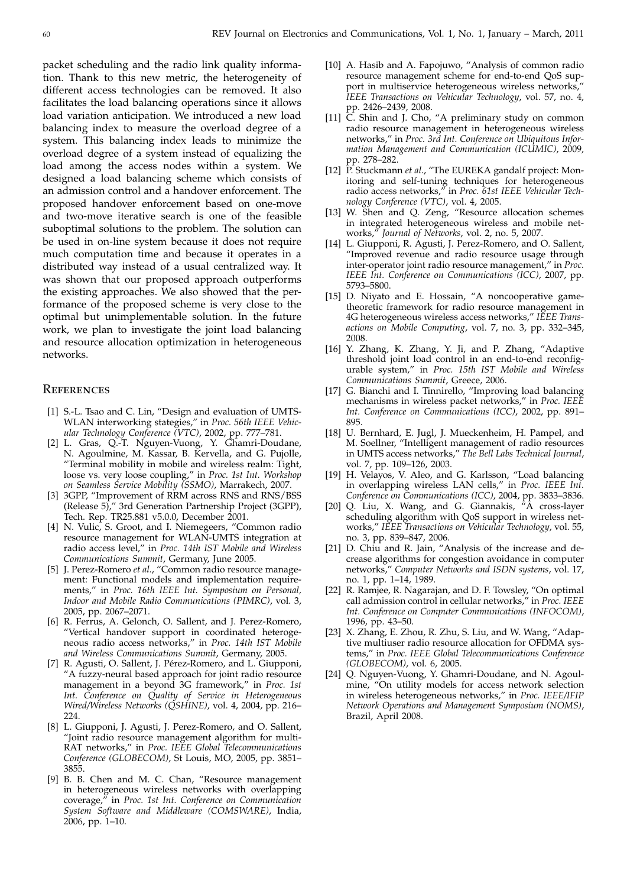packet scheduling and the radio link quality information. Thank to this new metric, the heterogeneity of different access technologies can be removed. It also facilitates the load balancing operations since it allows load variation anticipation. We introduced a new load balancing index to measure the overload degree of a system. This balancing index leads to minimize the overload degree of a system instead of equalizing the load among the access nodes within a system. We designed a load balancing scheme which consists of an admission control and a handover enforcement. The proposed handover enforcement based on one-move and two-move iterative search is one of the feasible suboptimal solutions to the problem. The solution can be used in on-line system because it does not require much computation time and because it operates in a distributed way instead of a usual centralized way. It was shown that our proposed approach outperforms the existing approaches. We also showed that the performance of the proposed scheme is very close to the optimal but unimplementable solution. In the future work, we plan to investigate the joint load balancing and resource allocation optimization in heterogeneous networks.

## References

[1] S.-L. Tsao and C. Lin, "Design and evaluation of UMTS-WLAN interworking stategies," in *Proc. 56th IEEE Vehicular Technology Conference (VTC)*, 2002, pp. 777–781.

[2] L. Gras, Q.-T. Nguyen-Vuong, Y. Ghamri-Doudane, N. Agoulmine, M. Kassar, B. Kervella, and G. Pujolle, "Terminal mobility in mobile and wireless realm: Tight, loose vs. very loose coupling," in *Proc. 1st Int. Workshop on Seamless Service Mobility (SSMO)*, Marrakech, 2007.

[3] 3GPP, "Improvement of RRM across RNS and RNS/BSS (Release 5)," 3rd Generation Partnership Project (3GPP), Tech. Rep. TR25.881 v5.0.0, December 2001.

[4] N. Vulic, S. Groot, and I. Niemegeers, "Common radio resource management for WLAN-UMTS integration at radio access level," in *Proc. 14th IST Mobile and Wireless Communications Summit*, Germany, June 2005.

[5] J. Perez-Romero *et al.*, "Common radio resource management: Functional models and implementation requirements," in *Proc. 16th IEEE Int. Symposium on Personal, Indoor and Mobile Radio Communications (PIMRC)*, vol. 3, 2005, pp. 2067–2071.

[6] R. Ferrus, A. Gelonch, O. Sallent, and J. Perez-Romero, "Vertical handover support in coordinated heterogeneous radio access networks," in *Proc. 14th IST Mobile and Wireless Communications Summit*, Germany, 2005.

[7] R. Agusti, O. Sallent, J. Pérez-Romero, and L. Giupponi, "A fuzzy-neural based approach for joint radio resource management in a beyond 3G framework," in *Proc. 1st Int. Conference on Quality of Service in Heterogeneous Wired/Wireless Networks (QSHINE)*, vol. 4, 2004, pp. 216–224.

[8] L. Giupponi, J. Agusti, J. Perez-Romero, and O. Sallent, "Joint radio resource management algorithm for multi-RAT networks," in *Proc. IEEE Global Telecommunications Conference (GLOBECOM)*, St Louis, MO, 2005, pp. 3851–3855.

[9] B. B. Chen and M. C. Chan, "Resource management in heterogeneous wireless networks with overlapping coverage," in *Proc. 1st Int. Conference on Communication System Software and Middleware (COMSWARE)*, India, 2006, pp. 1–10.

[10] A. Hasib and A. Fapojuwo, "Analysis of common radio resource management scheme for end-to-end QoS support in multiservice heterogeneous wireless networks," *IEEE Transactions on Vehicular Technology*, vol. 57, no. 4, pp. 2426–2439, 2008.

[11] C. Shin and J. Cho, "A preliminary study on common radio resource management in heterogeneous wireless networks," in *Proc. 3rd Int. Conference on Ubiquitous Information Management and Communication (ICUMIC)*, 2009, pp. 278–282.

[12] P. Stuckmann *et al.*, "The EUREKA gandalf project: Monitoring and self-tuning techniques for heterogeneous radio access networks," in *Proc. 61st IEEE Vehicular Technology Conference (VTC)*, vol. 4, 2005.

[13] W. Shen and Q. Zeng, "Resource allocation schemes in integrated heterogeneous wireless and mobile networks," *Journal of Networks*, vol. 2, no. 5, 2007.

[14] L. Giupponi, R. Agusti, J. Perez-Romero, and O. Sallent, "Improved revenue and radio resource usage through inter-operator joint radio resource management," in *Proc. IEEE Int. Conference on Communications (ICC)*, 2007, pp. 5793–5800.

[15] D. Niyato and E. Hossain, "A noncooperative game-theoretic framework for radio resource management in 4G heterogeneous wireless access networks," *IEEE Transactions on Mobile Computing*, vol. 7, no. 3, pp. 332–345, 2008.

[16] Y. Zhang, K. Zhang, Y. Ji, and P. Zhang, "Adaptive threshold joint load control in an end-to-end reconfigurable system," in *Proc. 15th IST Mobile and Wireless Communications Summit*, Greece, 2006.

[17] G. Bianchi and I. Tinnirello, "Improving load balancing mechanisms in wireless packet networks," in *Proc. IEEE Int. Conference on Communications (ICC)*, 2002, pp. 891–895.

[18] U. Bernhard, E. Jugl, J. Mueckenheim, H. Pampel, and M. Soellner, "Intelligent management of radio resources in UMTS access networks," *The Bell Labs Technical Journal*, vol. 7, pp. 109–126, 2003.

[19] H. Velayos, V. Aleo, and G. Karlsson, "Load balancing in overlapping wireless LAN cells," in *Proc. IEEE Int. Conference on Communications (ICC)*, 2004, pp. 3833–3836.

[20] Q. Liu, X. Wang, and G. Giannakis, "A cross-layer scheduling algorithm with QoS support in wireless networks," *IEEE Transactions on Vehicular Technology*, vol. 55, no. 3, pp. 839–847, 2006.

[21] D. Chiu and R. Jain, "Analysis of the increase and decrease algorithms for congestion avoidance in computer networks," *Computer Networks and ISDN systems*, vol. 17, no. 1, pp. 1–14, 1989.

[22] R. Ramjee, R. Nagarajan, and D. F. Towsley, "On optimal call admission control in cellular networks," in *Proc. IEEE Int. Conference on Computer Communications (INFOCOM)*, 1996, pp. 43–50.

[23] X. Zhang, E. Zhou, R. Zhu, S. Liu, and W. Wang, "Adaptive multiuser radio resource allocation for OFDMA systems," in *Proc. IEEE Global Telecommunications Conference (GLOBECOM)*, vol. 6, 2005.

[24] Q. Nguyen-Vuong, Y. Ghamri-Doudane, and N. Agoulmine, "On utility models for access network selection in wireless heterogeneous networks," in *Proc. IEEE/IFIP Network Operations and Management Symposium (NOMS)*, Brazil, April 2008.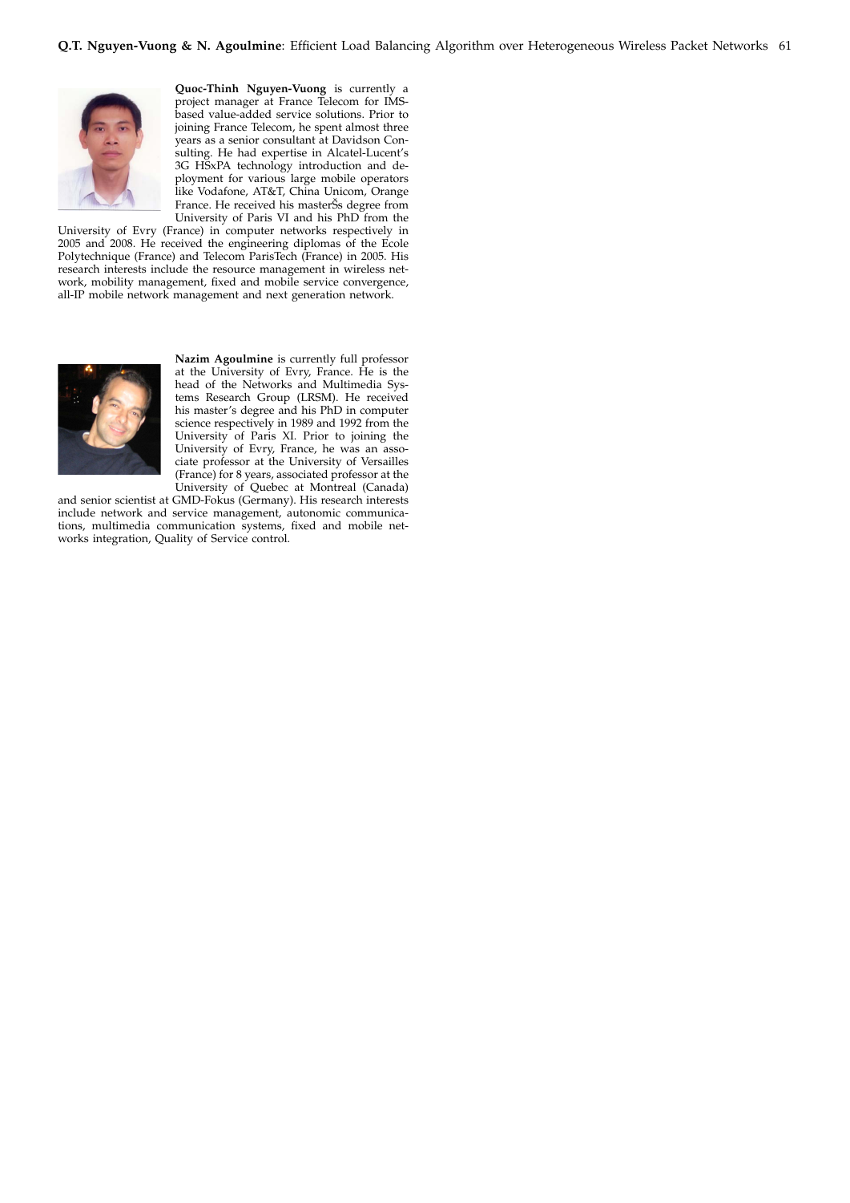**Quoc-Thinh Nguyen-Vuong** is currently a project manager at France Telecom for IMS-based value-added service solutions. Prior to joining France Telecom, he spent almost three years as a senior consultant at Davidson Consulting. He had expertise in Alcatel-Lucent's 3G HSxPA technology introduction and deployment for various large mobile operators like Vodafone, AT&T, China Unicom, Orange France. He received his masterŠs degree from University of Paris VI and his PhD from the University of Evry (France) in computer networks respectively in 2005 and 2008. He received the engineering diplomas of the Ecole Polytechnique (France) and Telecom ParisTech (France) in 2005. His research interests include the resource management in wireless network, mobility management, fixed and mobile service convergence, all-IP mobile network management and next generation network.

**Nazim Agoulmine** is currently full professor at the University of Evry, France. He is the head of the Networks and Multimedia Systems Research Group (LRSM). He received his master's degree and his PhD in computer science respectively in 1989 and 1992 from the University of Paris XI. Prior to joining the University of Evry, France, he was an associate professor at the University of Versailles (France) for 8 years, associated professor at the University of Quebec at Montreal (Canada) and senior scientist at GMD-Fokus (Germany). His research interests include network and service management, autonomic communications, multimedia communication systems, fixed and mobile networks integration, Quality of Service control.